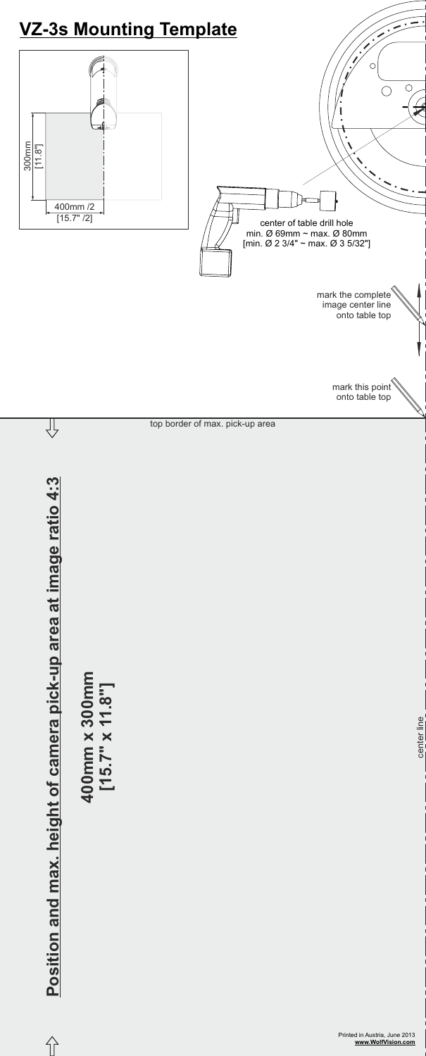# VZ-3s Mounting Template

300mm [11.8"]

400mm /2 [15.7" /2]

center of table drill hole
min. Ø 69mm ~ max. Ø 80mm
[min. Ø 2 3/4" ~ max. Ø 3 5/32"]

mark the complete image center line onto table top

mark this point onto table top

top border of max. pick-up area

**Position and max. height of camera pick-up area at image ratio 4:3**

**400mm x 300mm [15.7" x 11.8"]**

center line

Printed in Austria, June 2013
**www.WolfVision.com**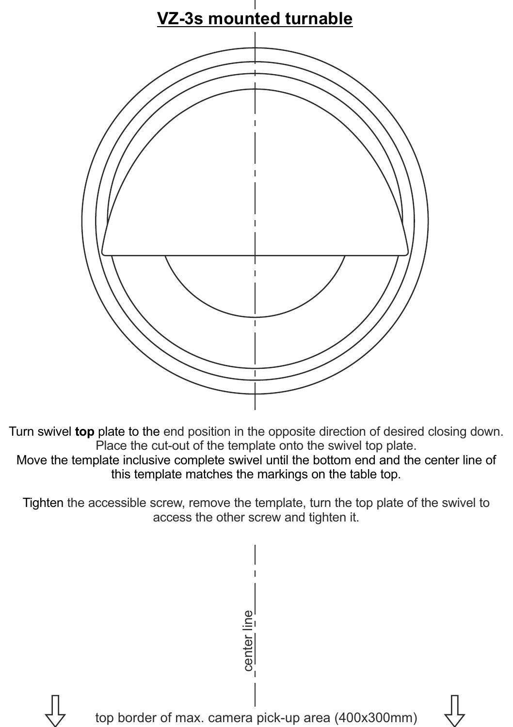# VZ-3s mounted turnable

Turn swivel **top** plate to the end position in the opposite direction of desired closing down.
Place the cut-out of the template onto the swivel top plate.
Move the template inclusive complete swivel until the bottom end and the center line of this template matches the markings on the table top.

Tighten the accessible screw, remove the template, turn the top plate of the swivel to access the other screw and tighten it.

center line

top border of max. camera pick-up area (400x300mm)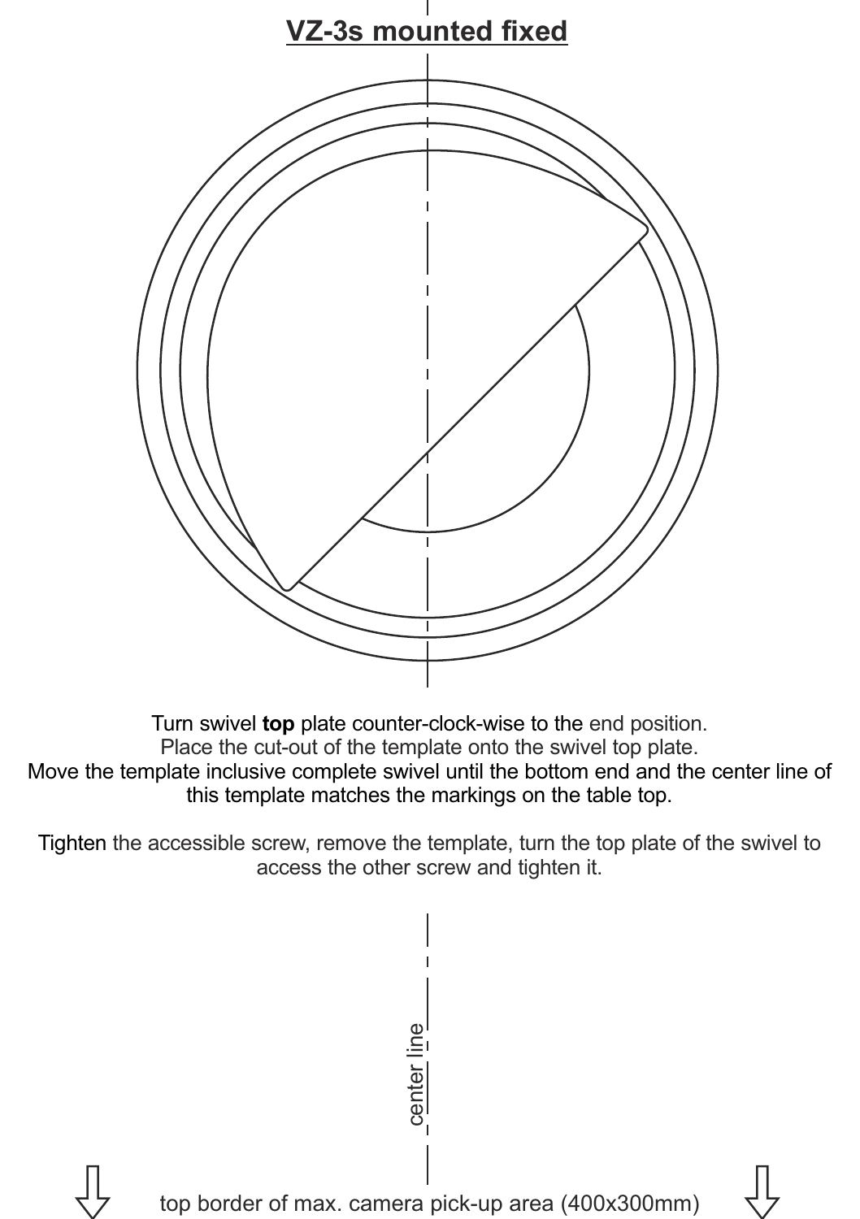## VZ-3s mounted fixed

Turn swivel **top** plate counter-clock-wise to the end position.
Place the cut-out of the template onto the swivel top plate.
Move the template inclusive complete swivel until the bottom end and the center line of this template matches the markings on the table top.

Tighten the accessible screw, remove the template, turn the top plate of the swivel to access the other screw and tighten it.

center line

top border of max. camera pick-up area (400x300mm)